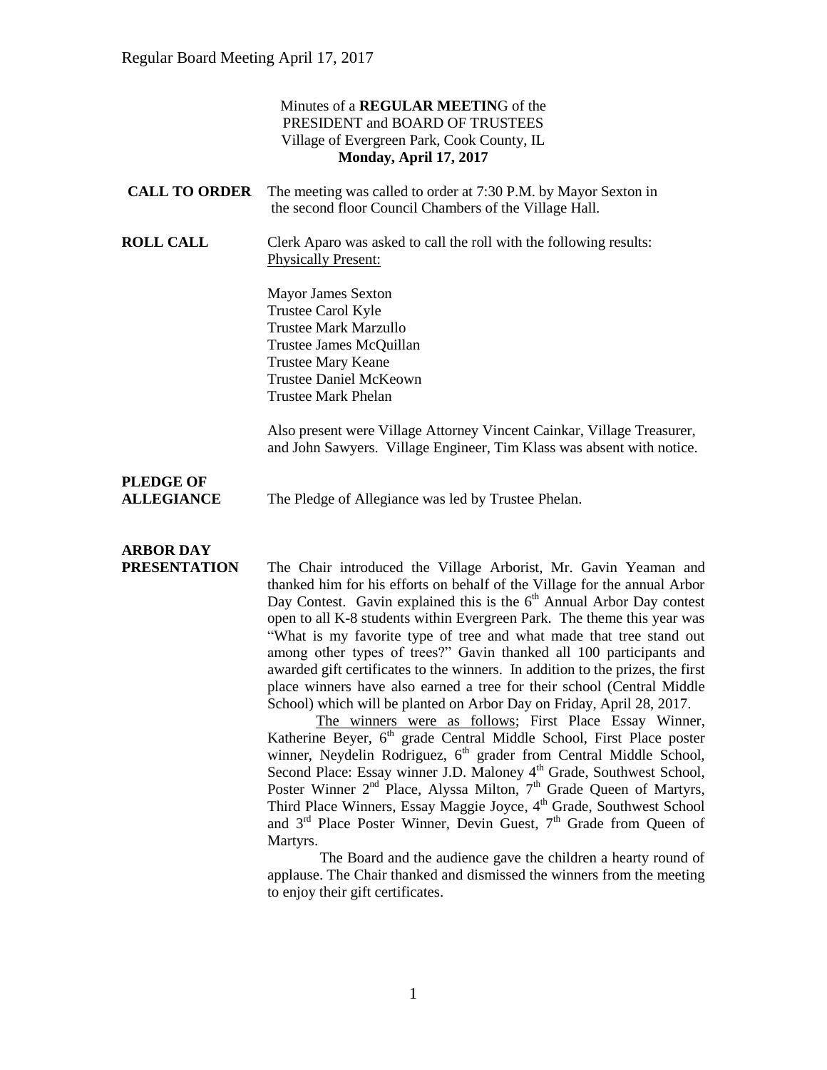Minutes of a **REGULAR MEETIN**G of the
PRESIDENT and BOARD OF TRUSTEES
Village of Evergreen Park, Cook County, IL
**Monday, April 17, 2017**

**CALL TO ORDER** The meeting was called to order at 7:30 P.M. by Mayor Sexton in the second floor Council Chambers of the Village Hall.

**ROLL CALL** Clerk Aparo was asked to call the roll with the following results:
Physically Present:

Mayor James Sexton
Trustee Carol Kyle
Trustee Mark Marzullo
Trustee James McQuillan
Trustee Mary Keane
Trustee Daniel McKeown
Trustee Mark Phelan

Also present were Village Attorney Vincent Cainkar, Village Treasurer, and John Sawyers. Village Engineer, Tim Klass was absent with notice.

**PLEDGE OF ALLEGIANCE** The Pledge of Allegiance was led by Trustee Phelan.

**ARBOR DAY PRESENTATION** The Chair introduced the Village Arborist, Mr. Gavin Yeaman and thanked him for his efforts on behalf of the Village for the annual Arbor Day Contest. Gavin explained this is the 6th Annual Arbor Day contest open to all K-8 students within Evergreen Park. The theme this year was "What is my favorite type of tree and what made that tree stand out among other types of trees?" Gavin thanked all 100 participants and awarded gift certificates to the winners. In addition to the prizes, the first place winners have also earned a tree for their school (Central Middle School) which will be planted on Arbor Day on Friday, April 28, 2017.

The winners were as follows; First Place Essay Winner, Katherine Beyer, 6th grade Central Middle School, First Place poster winner, Neydelin Rodriguez, 6th grader from Central Middle School, Second Place: Essay winner J.D. Maloney 4th Grade, Southwest School, Poster Winner 2nd Place, Alyssa Milton, 7th Grade Queen of Martyrs, Third Place Winners, Essay Maggie Joyce, 4th Grade, Southwest School and 3rd Place Poster Winner, Devin Guest, 7th Grade from Queen of Martyrs.

The Board and the audience gave the children a hearty round of applause. The Chair thanked and dismissed the winners from the meeting to enjoy their gift certificates.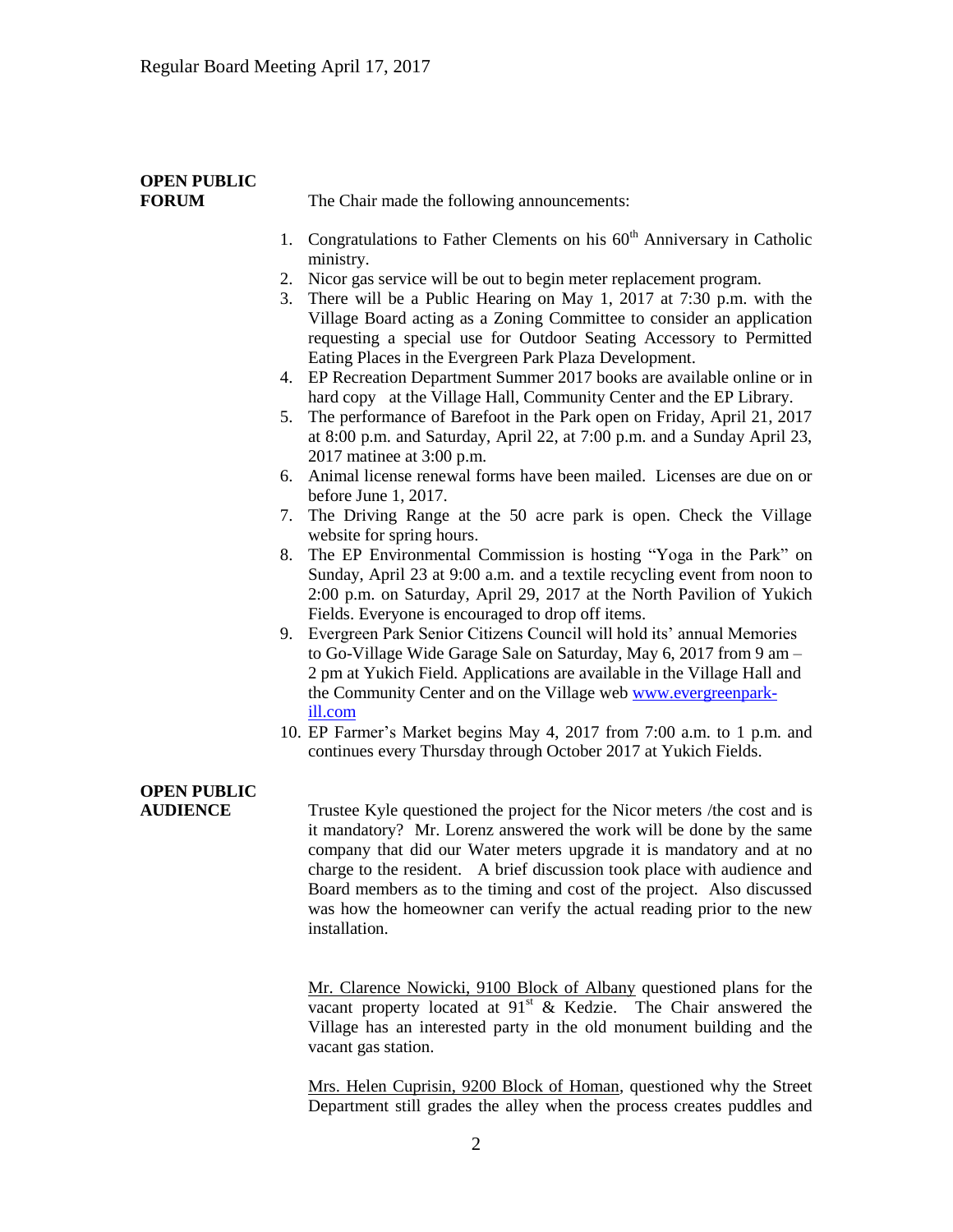**OPEN PUBLIC FORUM**

The Chair made the following announcements:

1. Congratulations to Father Clements on his 60th Anniversary in Catholic ministry.
2. Nicor gas service will be out to begin meter replacement program.
3. There will be a Public Hearing on May 1, 2017 at 7:30 p.m. with the Village Board acting as a Zoning Committee to consider an application requesting a special use for Outdoor Seating Accessory to Permitted Eating Places in the Evergreen Park Plaza Development.
4. EP Recreation Department Summer 2017 books are available online or in hard copy at the Village Hall, Community Center and the EP Library.
5. The performance of Barefoot in the Park open on Friday, April 21, 2017 at 8:00 p.m. and Saturday, April 22, at 7:00 p.m. and a Sunday April 23, 2017 matinee at 3:00 p.m.
6. Animal license renewal forms have been mailed. Licenses are due on or before June 1, 2017.
7. The Driving Range at the 50 acre park is open. Check the Village website for spring hours.
8. The EP Environmental Commission is hosting "Yoga in the Park" on Sunday, April 23 at 9:00 a.m. and a textile recycling event from noon to 2:00 p.m. on Saturday, April 29, 2017 at the North Pavilion of Yukich Fields. Everyone is encouraged to drop off items.
9. Evergreen Park Senior Citizens Council will hold its' annual Memories to Go-Village Wide Garage Sale on Saturday, May 6, 2017 from 9 am – 2 pm at Yukich Field. Applications are available in the Village Hall and the Community Center and on the Village web www.evergreenpark-ill.com
10. EP Farmer's Market begins May 4, 2017 from 7:00 a.m. to 1 p.m. and continues every Thursday through October 2017 at Yukich Fields.

**OPEN PUBLIC AUDIENCE**

Trustee Kyle questioned the project for the Nicor meters /the cost and is it mandatory? Mr. Lorenz answered the work will be done by the same company that did our Water meters upgrade it is mandatory and at no charge to the resident. A brief discussion took place with audience and Board members as to the timing and cost of the project. Also discussed was how the homeowner can verify the actual reading prior to the new installation.

Mr. Clarence Nowicki, 9100 Block of Albany questioned plans for the vacant property located at 91st & Kedzie. The Chair answered the Village has an interested party in the old monument building and the vacant gas station.

Mrs. Helen Cuprisin, 9200 Block of Homan, questioned why the Street Department still grades the alley when the process creates puddles and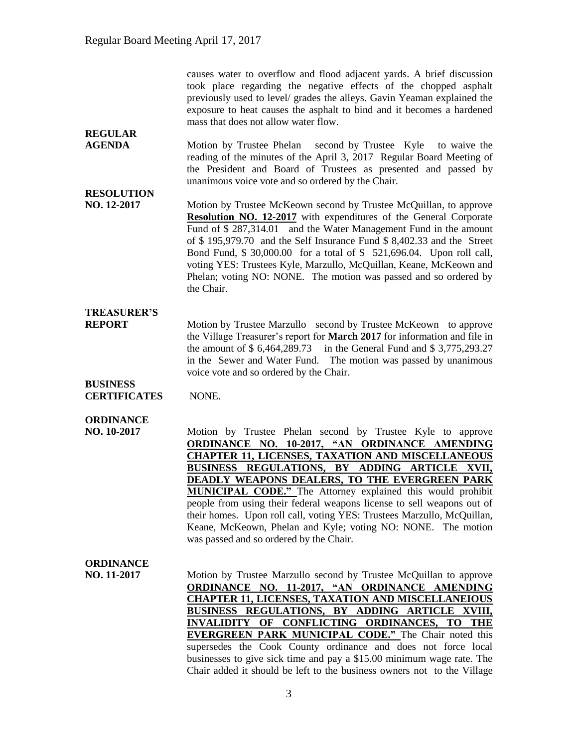causes water to overflow and flood adjacent yards. A brief discussion took place regarding the negative effects of the chopped asphalt previously used to level/ grades the alleys. Gavin Yeaman explained the exposure to heat causes the asphalt to bind and it becomes a hardened mass that does not allow water flow.

**REGULAR AGENDA**

Motion by Trustee Phelan second by Trustee Kyle to waive the reading of the minutes of the April 3, 2017 Regular Board Meeting of the President and Board of Trustees as presented and passed by unanimous voice vote and so ordered by the Chair.

**RESOLUTION NO. 12-2017**

Motion by Trustee McKeown second by Trustee McQuillan, to approve **Resolution NO. 12-2017** with expenditures of the General Corporate Fund of $ 287,314.01 and the Water Management Fund in the amount of $ 195,979.70 and the Self Insurance Fund $ 8,402.33 and the Street Bond Fund, $ 30,000.00 for a total of $ 521,696.04. Upon roll call, voting YES: Trustees Kyle, Marzullo, McQuillan, Keane, McKeown and Phelan; voting NO: NONE. The motion was passed and so ordered by the Chair.

**TREASURER'S REPORT**

Motion by Trustee Marzullo second by Trustee McKeown to approve the Village Treasurer's report for **March 2017** for information and file in the amount of $ 6,464,289.73 in the General Fund and $ 3,775,293.27 in the Sewer and Water Fund. The motion was passed by unanimous voice vote and so ordered by the Chair.

**BUSINESS CERTIFICATES**

NONE.

**ORDINANCE NO. 10-2017**

Motion by Trustee Phelan second by Trustee Kyle to approve **ORDINANCE NO. 10-2017, "AN ORDINANCE AMENDING CHAPTER 11, LICENSES, TAXATION AND MISCELLANEOUS BUSINESS REGULATIONS, BY ADDING ARTICLE XVII, DEADLY WEAPONS DEALERS, TO THE EVERGREEN PARK MUNICIPAL CODE."** The Attorney explained this would prohibit people from using their federal weapons license to sell weapons out of their homes. Upon roll call, voting YES: Trustees Marzullo, McQuillan, Keane, McKeown, Phelan and Kyle; voting NO: NONE. The motion was passed and so ordered by the Chair.

**ORDINANCE NO. 11-2017**

Motion by Trustee Marzullo second by Trustee McQuillan to approve **ORDINANCE NO. 11-2017, "AN ORDINANCE AMENDING CHAPTER 11, LICENSES, TAXATION AND MISCELLANEIOUS BUSINESS REGULATIONS, BY ADDING ARTICLE XVIII, INVALIDITY OF CONFLICTING ORDINANCES, TO THE EVERGREEN PARK MUNICIPAL CODE."** The Chair noted this supersedes the Cook County ordinance and does not force local businesses to give sick time and pay a $15.00 minimum wage rate. The Chair added it should be left to the business owners not to the Village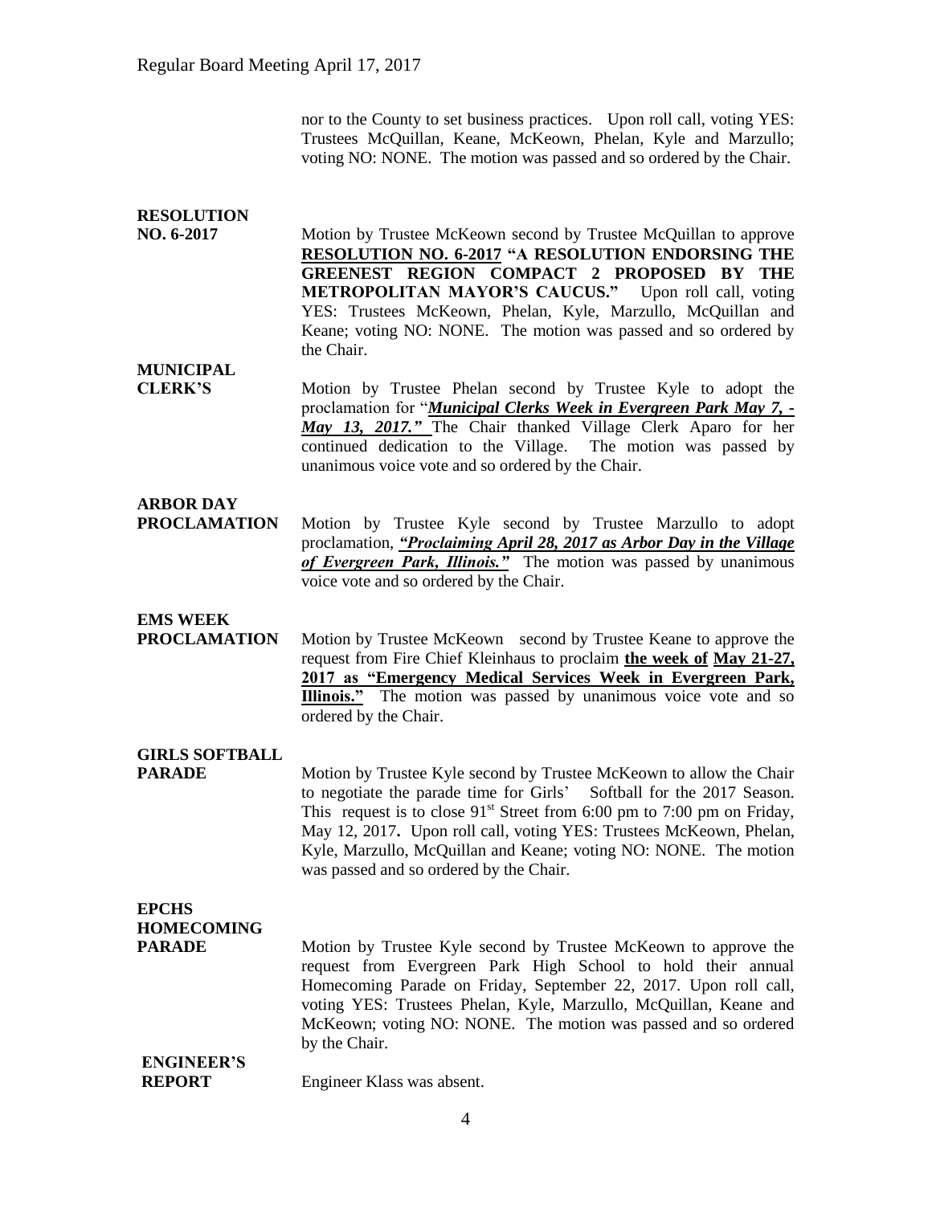nor to the County to set business practices. Upon roll call, voting YES: Trustees McQuillan, Keane, McKeown, Phelan, Kyle and Marzullo; voting NO: NONE. The motion was passed and so ordered by the Chair.

**RESOLUTION NO. 6-2017**

Motion by Trustee McKeown second by Trustee McQuillan to approve **RESOLUTION NO. 6-2017 "A RESOLUTION ENDORSING THE GREENEST REGION COMPACT 2 PROPOSED BY THE METROPOLITAN MAYOR'S CAUCUS."** Upon roll call, voting YES: Trustees McKeown, Phelan, Kyle, Marzullo, McQuillan and Keane; voting NO: NONE. The motion was passed and so ordered by the Chair.

**MUNICIPAL CLERK'S**

Motion by Trustee Phelan second by Trustee Kyle to adopt the proclamation for "***Municipal Clerks Week in Evergreen Park May 7, - May 13, 2017."*** The Chair thanked Village Clerk Aparo for her continued dedication to the Village. The motion was passed by unanimous voice vote and so ordered by the Chair.

**ARBOR DAY PROCLAMATION**

Motion by Trustee Kyle second by Trustee Marzullo to adopt proclamation, ***"Proclaiming April 28, 2017 as Arbor Day in the Village of Evergreen Park, Illinois."*** The motion was passed by unanimous voice vote and so ordered by the Chair.

**EMS WEEK PROCLAMATION**

Motion by Trustee McKeown second by Trustee Keane to approve the request from Fire Chief Kleinhaus to proclaim **the week of May 21-27, 2017 as "Emergency Medical Services Week in Evergreen Park, Illinois."** The motion was passed by unanimous voice vote and so ordered by the Chair.

**GIRLS SOFTBALL PARADE**

Motion by Trustee Kyle second by Trustee McKeown to allow the Chair to negotiate the parade time for Girls' Softball for the 2017 Season. This request is to close 91st Street from 6:00 pm to 7:00 pm on Friday, May 12, 2017**.** Upon roll call, voting YES: Trustees McKeown, Phelan, Kyle, Marzullo, McQuillan and Keane; voting NO: NONE. The motion was passed and so ordered by the Chair.

**EPCHS HOMECOMING PARADE**

Motion by Trustee Kyle second by Trustee McKeown to approve the request from Evergreen Park High School to hold their annual Homecoming Parade on Friday, September 22, 2017. Upon roll call, voting YES: Trustees Phelan, Kyle, Marzullo, McQuillan, Keane and McKeown; voting NO: NONE. The motion was passed and so ordered by the Chair.

**ENGINEER'S REPORT**

Engineer Klass was absent.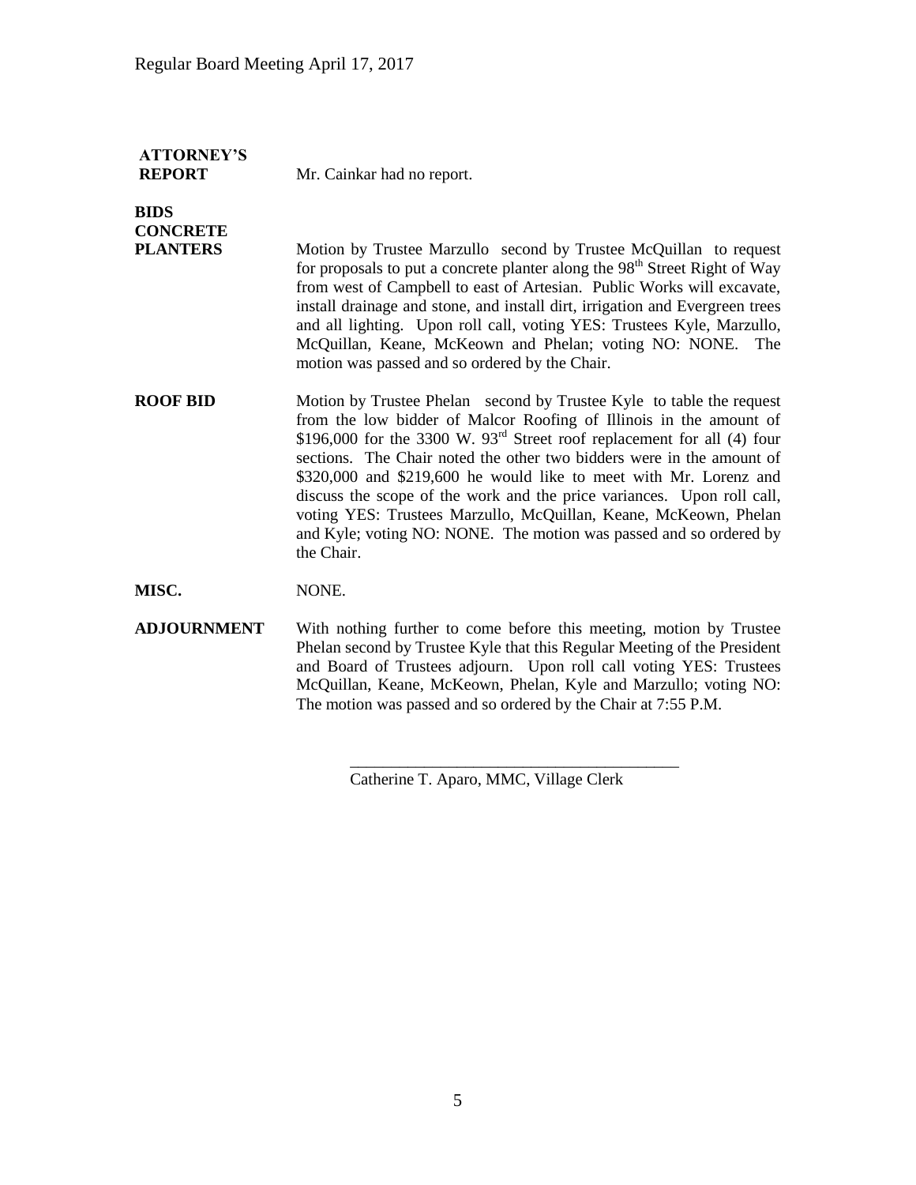**ATTORNEY'S REPORT** Mr. Cainkar had no report.

**BIDS**

**CONCRETE PLANTERS** Motion by Trustee Marzullo second by Trustee McQuillan to request for proposals to put a concrete planter along the 98th Street Right of Way from west of Campbell to east of Artesian. Public Works will excavate, install drainage and stone, and install dirt, irrigation and Evergreen trees and all lighting. Upon roll call, voting YES: Trustees Kyle, Marzullo, McQuillan, Keane, McKeown and Phelan; voting NO: NONE. The motion was passed and so ordered by the Chair.

**ROOF BID** Motion by Trustee Phelan second by Trustee Kyle to table the request from the low bidder of Malcor Roofing of Illinois in the amount of $196,000 for the 3300 W. 93rd Street roof replacement for all (4) four sections. The Chair noted the other two bidders were in the amount of $320,000 and $219,600 he would like to meet with Mr. Lorenz and discuss the scope of the work and the price variances. Upon roll call, voting YES: Trustees Marzullo, McQuillan, Keane, McKeown, Phelan and Kyle; voting NO: NONE. The motion was passed and so ordered by the Chair.

**MISC.** NONE.

**ADJOURNMENT** With nothing further to come before this meeting, motion by Trustee Phelan second by Trustee Kyle that this Regular Meeting of the President and Board of Trustees adjourn. Upon roll call voting YES: Trustees McQuillan, Keane, McKeown, Phelan, Kyle and Marzullo; voting NO: The motion was passed and so ordered by the Chair at 7:55 P.M.

\_\_\_\_\_\_\_\_\_\_\_\_\_\_\_\_\_\_\_\_\_\_\_\_\_\_\_\_\_\_\_\_\_\_\_\_\_\_\_\_

Catherine T. Aparo, MMC, Village Clerk